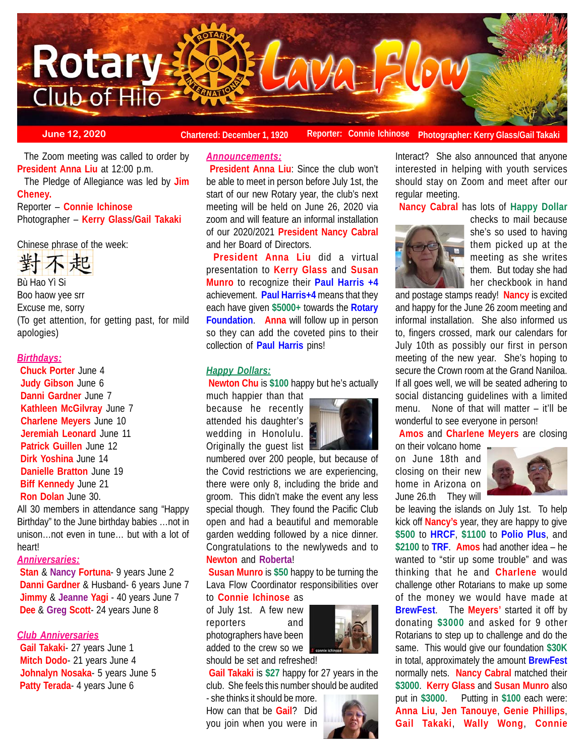# Rotary Club of Hilo Lava Flow

June 12, 2020 | Chartered: December 1, 1920 | Reporter: Connie Ichinose | Photographer: Kerry Glass/Gail Takaki

The Zoom meeting was called to order by **President Anna Liu** at 12:00 p.m.

The Pledge of Allegiance was led by **Jim Cheney.**

Reporter – **Connie Ichinose**

Photographer – **Kerry Glass**/**Gail Takaki**

Chinese phrase of the week:

對不起

Bù Hao Yì Si

Boo haow yee srr

Excuse me, sorry

(To get attention, for getting past, for mild apologies)

***Birthdays:***

**Chuck Porter** June 4
**Judy Gibson** June 6
**Danni Gardner** June 7
**Kathleen McGilvray** June 7
**Charlene Meyers** June 10
**Jeremiah Leonard** June 11
**Patrick Guillen** June 12
**Dirk Yoshina** June 14
**Danielle Bratton** June 19
**Biff Kennedy** June 21
**Ron Dolan** June 30.

All 30 members in attendance sang "Happy Birthday" to the June birthday babies …not in unison…not even in tune… but with a lot of heart!

***Anniversaries:***

**Stan** & **Nancy Fortuna**- 9 years June 2
**Danni Gardner** & Husband- 6 years June 7
**Jimmy** & **Jeanne Yagi** - 40 years June 7
**Dee** & **Greg Scott**- 24 years June 8

***Club Anniversaries***

**Gail Takaki**- 27 years June 1
**Mitch Dodo**- 21 years June 4
**Johnalyn Nosaka**- 5 years June 5
**Patty Terada**- 4 years June 6

***Announcements:***

**President Anna Liu**: Since the club won't be able to meet in person before July 1st, the start of our new Rotary year, the club's next meeting will be held on June 26, 2020 via zoom and will feature an informal installation of our 2020/2021 **President Nancy Cabral** and her Board of Directors.

**President Anna Liu** did a virtual presentation to **Kerry Glass** and **Susan Munro** to recognize their **Paul Harris +4** achievement. **Paul Harris+4** means that they each have given **$5000+** towards the **Rotary Foundation**. **Anna** will follow up in person so they can add the coveted pins to their collection of **Paul Harris** pins!

***Happy Dollars:***

**Newton Chu** is **$100** happy but he's actually much happier than that because he recently attended his daughter's wedding in Honolulu. Originally the guest list numbered over 200 people, but because of the Covid restrictions we are experiencing, there were only 8, including the bride and groom. This didn't make the event any less special though. They found the Pacific Club open and had a beautiful and memorable garden wedding followed by a nice dinner. Congratulations to the newlyweds and to **Newton** and **Roberta**!

**Susan Munro** is **$50** happy to be turning the Lava Flow Coordinator responsibilities over to **Connie Ichinose** as of July 1st. A few new reporters and photographers have been added to the crew so we should be set and refreshed!

**Gail Takaki** is **$27** happy for 27 years in the club. She feels this number should be audited - she thinks it should be more. How can that be **Gail**? Did you join when you were in Interact? She also announced that anyone interested in helping with youth services should stay on Zoom and meet after our regular meeting.

**Nancy Cabral** has lots of **Happy Dollar** checks to mail because she's so used to having them picked up at the meeting as she writes them. But today she had her checkbook in hand and postage stamps ready! **Nancy** is excited and happy for the June 26 zoom meeting and informal installation. She also informed us to, fingers crossed, mark our calendars for July 10th as possibly our first in person meeting of the new year. She's hoping to secure the Crown room at the Grand Naniloa. If all goes well, we will be seated adhering to social distancing guidelines with a limited menu. None of that will matter – it'll be wonderful to see everyone in person!

**Amos** and **Charlene Meyers** are closing on their volcano home on June 18th and closing on their new home in Arizona on June 26.th They will be leaving the islands on July 1st. To help kick off **Nancy's** year, they are happy to give **$500** to **HRCF**, **$1100** to **Polio Plus**, and **$2100** to **TRF**. **Amos** had another idea – he wanted to "stir up some trouble" and was thinking that he and **Charlene** would challenge other Rotarians to make up some of the money we would have made at **BrewFest**. The **Meyers'** started it off by donating **$3000** and asked for 9 other Rotarians to step up to challenge and do the same. This would give our foundation **$30K** in total, approximately the amount **BrewFest** normally nets. **Nancy Cabral** matched their **$3000**. **Kerry Glass** and **Susan Munro** also put in **$3000**. Putting in **$100** each were: **Anna Liu**, **Jen Tanouye**, **Genie Phillips**, **Gail Takaki**, **Wally Wong**, **Connie**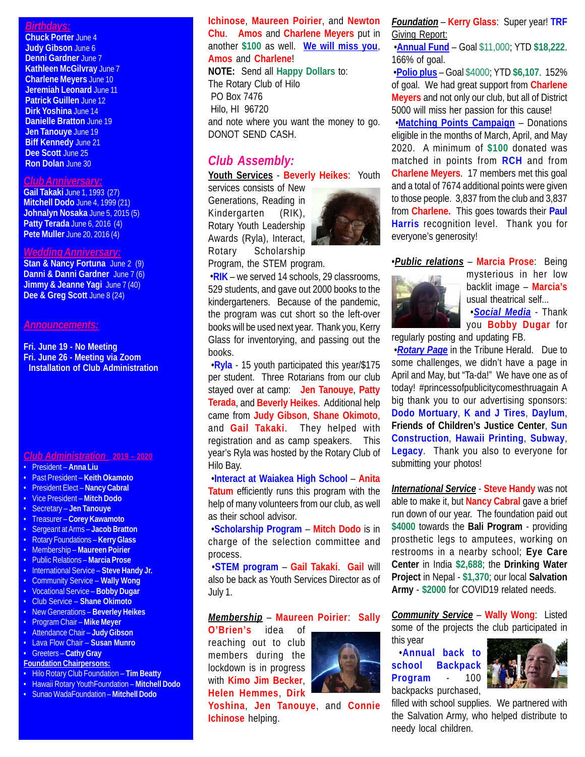## Birthdays:

**Chuck Porter** June 4
**Judy Gibson** June 6
**Denni Gardner** June 7
**Kathleen McGilvray** June 7
**Charlene Meyers** June 10
**Jeremiah Leonard** June 11
**Patrick Guillen** June 12
**Dirk Yoshina** June 14
**Danielle Bratton** June 19
**Jen Tanouye** June 19
**Biff Kennedy** June 21
**Dee Scott** June 25
**Ron Dolan** June 30

## Club Anniversary:

**Gail Takaki** June 1, 1993 (27)
**Mitchell Dodo** June 4, 1999 (21)
**Johnalyn Nosaka** June 5, 2015 (5)
**Patty Terada** June 6, 2016 (4)
**Pete Muller** June 20, 2016 (4)

## Wedding Anniversary:

**Stan & Nancy Fortuna** June 2 (9)
**Danni & Danni Gardner** June 7 (6)
**Jimmy & Jeanne Yagi** June 7 (40)
**Dee & Greg Scott** June 8 (24)

## Announcements:

**Fri. June 19 - No Meeting**
**Fri. June 26 - Meeting via Zoom**
**Installation of Club Administration**

## Club Administration 2019 – 2020

- President – **Anna Liu**
- Past President – **Keith Okamoto**
- President Elect – **Nancy Cabral**
- Vice President – **Mitch Dodo**
- Secretary – **Jen Tanouye**
- Treasurer – **Corey Kawamoto**
- Sergeant at Arms – **Jacob Bratton**
- Rotary Foundations – **Kerry Glass**
- Membership – **Maureen Poirier**
- Public Relations – **Marcia Prose**
- International Service – **Steve Handy Jr.**
- Community Service – **Wally Wong**
- Vocational Service – **Bobby Dugar**
- Club Service – **Shane Okimoto**
- New Generations – **Beverley Heikes**
- Program Chair – **Mike Meyer**
- Attendance Chair – **Judy Gibson**
- Lava Flow Chair – **Susan Munro**
- Greeters – **Cathy Gray**

**Foundation Chairpersons:**

- Hilo Rotary Club Foundation – **Tim Beatty**
- Hawaii Rotary YouthFoundation – **Mitchell Dodo**
- Sunao WadaFoundation – **Mitchell Dodo**

**Ichinose**, **Maureen Poirier**, and **Newton Chu**. **Amos** and **Charlene Meyers** put in another **$100** as well. **We will miss you**, **Amos** and **Charlene**!

**NOTE:** Send all **Happy Dollars** to:
The Rotary Club of Hilo
PO Box 7476
Hilo, HI 96720
and note where you want the money to go. DONOT SEND CASH.

## Club Assembly:

**Youth Services** - **Beverly Heikes**: Youth services consists of New Generations, Reading in Kindergarten (RIK), Rotary Youth Leadership Awards (Ryla), Interact, Rotary Scholarship Program, the STEM program.

•**RIK** – we served 14 schools, 29 classrooms, 529 students, and gave out 2000 books to the kindergarteners. Because of the pandemic, the program was cut short so the left-over books will be used next year. Thank you, Kerry Glass for inventorying, and passing out the books.

•**Ryla** - 15 youth participated this year/$175 per student. Three Rotarians from our club stayed over at camp: **Jen Tanouye**, **Patty Terada**, and **Beverly Heikes**. Additional help came from **Judy Gibson**, **Shane Okimoto**, and **Gail Takaki**. They helped with registration and as camp speakers. This year's Ryla was hosted by the Rotary Club of Hilo Bay.

•**Interact at Waiakea High School** – **Anita Tatum** efficiently runs this program with the help of many volunteers from our club, as well as their school advisor.

•**Scholarship Program** – **Mitch Dodo** is in charge of the selection committee and process.

•**STEM program** – **Gail Takaki**. **Gail** will also be back as Youth Services Director as of July 1.

***Membership*** – **Maureen Poirier**: **Sally O'Brien's** idea of reaching out to club members during the lockdown is in progress with **Kimo Jim Becker**, **Helen Hemmes**, **Dirk Yoshina**, **Jen Tanouye**, and **Connie Ichinose** helping.

***Foundation*** – **Kerry Glass**: Super year! **TRF** Giving Report:

•**Annual Fund** – Goal $11,000; YTD **$18,222**. 166% of goal.

•**Polio plus** – Goal $4000; YTD **$6,107**. 152% of goal. We had great support from **Charlene Meyers** and not only our club, but all of District 5000 will miss her passion for this cause!

•**Matching Points Campaign** – Donations eligible in the months of March, April, and May 2020. A minimum of **$100** donated was matched in points from **RCH** and from **Charlene Meyers**. 17 members met this goal and a total of 7674 additional points were given to those people. 3,837 from the club and 3,837 from **Charlene.** This goes towards their **Paul Harris** recognition level. Thank you for everyone's generosity!

•***Public relations*** – **Marcia Prose**: Being mysterious in her low backlit image – **Marcia's** usual theatrical self...

•***Social Media*** - Thank you **Bobby Dugar** for regularly posting and updating FB.

•***Rotary Page*** in the Tribune Herald. Due to some challenges, we didn't have a page in April and May, but "Ta-da!" We have one as of today! #princessofpublicitycomesthruagain A big thank you to our advertising sponsors: **Dodo Mortuary**, **K and J Tires**, **Daylum**, **Friends of Children's Justice Center**, **Sun Construction**, **Hawaii Printing**, **Subway**, **Legacy**. Thank you also to everyone for submitting your photos!

***International Service*** - **Steve Handy** was not able to make it, but **Nancy Cabral** gave a brief run down of our year. The foundation paid out **$4000** towards the **Bali Program** - providing prosthetic legs to amputees, working on restrooms in a nearby school; **Eye Care Center** in India **$2,688**; the **Drinking Water Project** in Nepal - **$1,370**; our local **Salvation Army** - **$2000** for COVID19 related needs.

***Community Service*** – **Wally Wong**: Listed some of the projects the club participated in this year

•**Annual back to school Backpack Program** - 100 backpacks purchased, filled with school supplies. We partnered with the Salvation Army, who helped distribute to needy local children.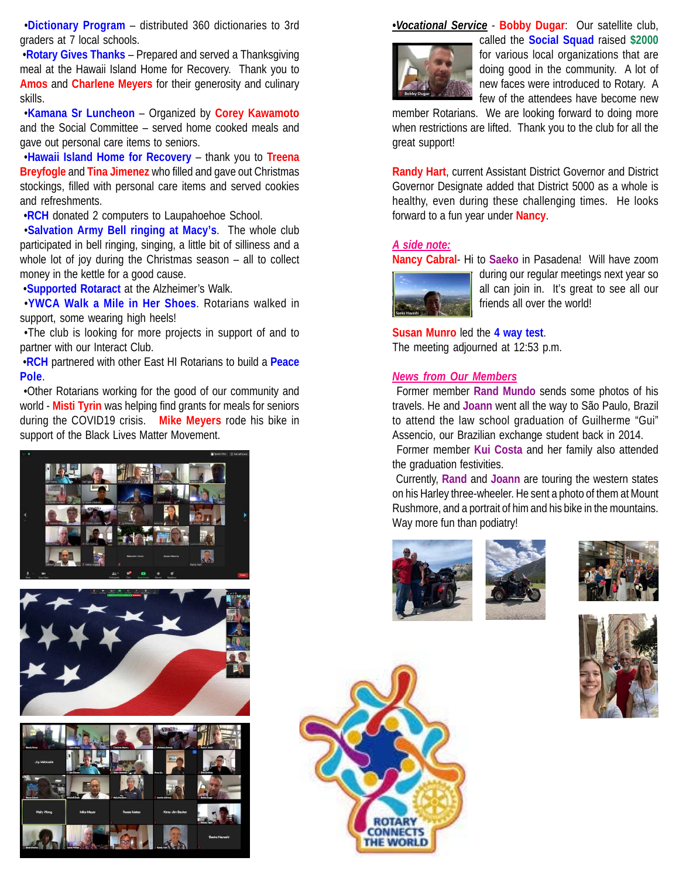•**Dictionary Program** – distributed 360 dictionaries to 3rd graders at 7 local schools.

•**Rotary Gives Thanks** – Prepared and served a Thanksgiving meal at the Hawaii Island Home for Recovery. Thank you to **Amos** and **Charlene Meyers** for their generosity and culinary skills.

•**Kamana Sr Luncheon** – Organized by **Corey Kawamoto** and the Social Committee – served home cooked meals and gave out personal care items to seniors.

•**Hawaii Island Home for Recovery** – thank you to **Treena Breyfogle** and **Tina Jimenez** who filled and gave out Christmas stockings, filled with personal care items and served cookies and refreshments.

•**RCH** donated 2 computers to Laupahoehoe School.

•**Salvation Army Bell ringing at Macy's**. The whole club participated in bell ringing, singing, a little bit of silliness and a whole lot of joy during the Christmas season – all to collect money in the kettle for a good cause.

•**Supported Rotaract** at the Alzheimer's Walk.

•**YWCA Walk a Mile in Her Shoes**. Rotarians walked in support, some wearing high heels!

•The club is looking for more projects in support of and to partner with our Interact Club.

•**RCH** partnered with other East HI Rotarians to build a **Peace Pole**.

•Other Rotarians working for the good of our community and world - **Misti Tyrin** was helping find grants for meals for seniors during the COVID19 crisis. **Mike Meyers** rode his bike in support of the Black Lives Matter Movement.

***Vocational Service*** - **Bobby Dugar**: Our satellite club, called the **Social Squad** raised **$2000** for various local organizations that are doing good in the community. A lot of new faces were introduced to Rotary. A few of the attendees have become new member Rotarians. We are looking forward to doing more when restrictions are lifted. Thank you to the club for all the great support!

**Randy Hart**, current Assistant District Governor and District Governor Designate added that District 5000 as a whole is healthy, even during these challenging times. He looks forward to a fun year under **Nancy**.

***A side note:***

**Nancy Cabral**- Hi to **Saeko** in Pasadena! Will have zoom during our regular meetings next year so all can join in. It's great to see all our friends all over the world!

**Susan Munro** led the **4 way test**.

The meeting adjourned at 12:53 p.m.

***News from Our Members***

Former member **Rand Mundo** sends some photos of his travels. He and **Joann** went all the way to São Paulo, Brazil to attend the law school graduation of Guilherme "Gui" Assencio, our Brazilian exchange student back in 2014.

Former member **Kui Costa** and her family also attended the graduation festivities.

Currently, **Rand** and **Joann** are touring the western states on his Harley three-wheeler. He sent a photo of them at Mount Rushmore, and a portrait of him and his bike in the mountains. Way more fun than podiatry!

ROTARY CONNECTS THE WORLD